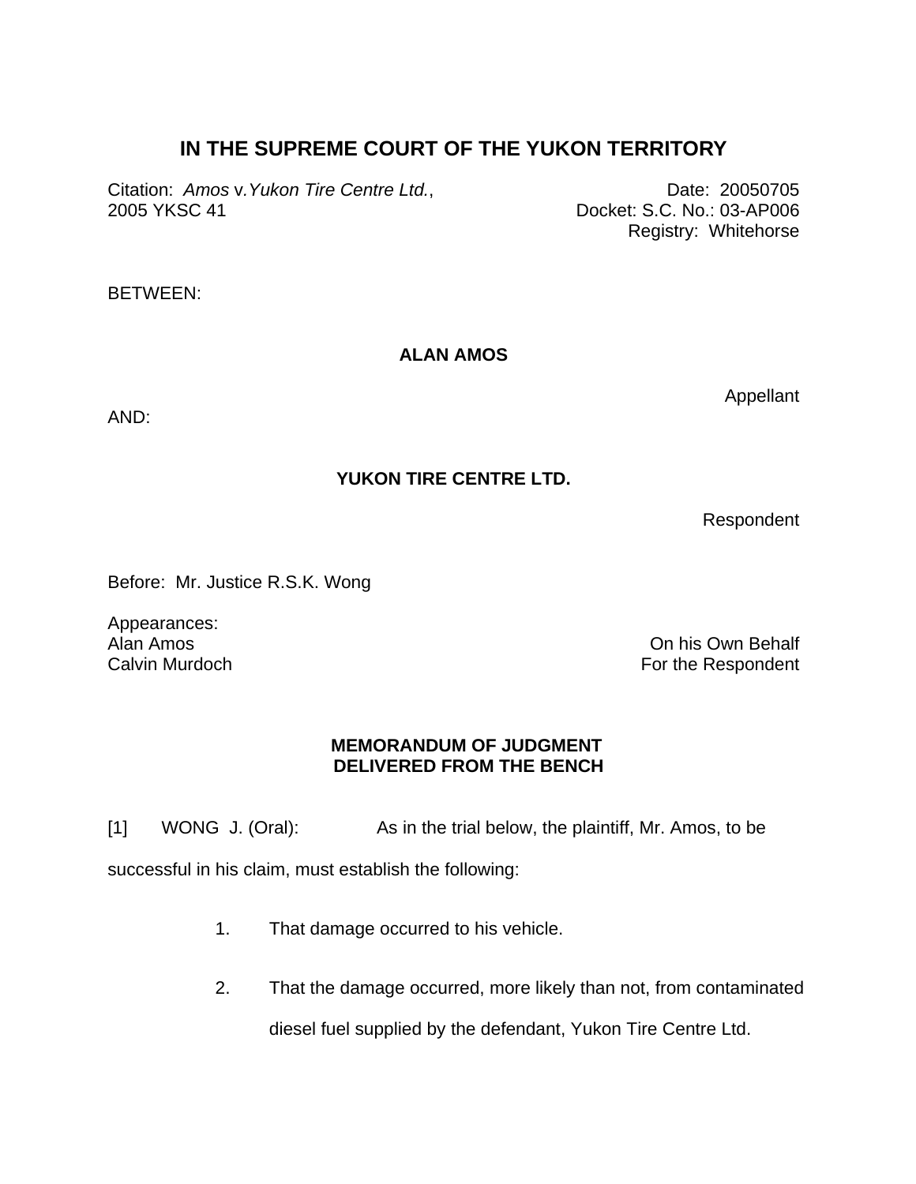# IN THE SUPREME COURT OF THE YUKON TERRITORY

Citation: *Amos* v. *Yukon Tire Centre Ltd.*, 2005 YKSC 41

Date: 20050705
Docket: S.C. No.: 03-AP006
Registry: Whitehorse

BETWEEN:

**ALAN AMOS**

Appellant

AND:

**YUKON TIRE CENTRE LTD.**

Respondent

Before: Mr. Justice R.S.K. Wong

Appearances:

Alan Amos — On his Own Behalf
Calvin Murdoch — For the Respondent

**MEMORANDUM OF JUDGMENT DELIVERED FROM THE BENCH**

[1] WONG J. (Oral): As in the trial below, the plaintiff, Mr. Amos, to be successful in his claim, must establish the following:

1. That damage occurred to his vehicle.

2. That the damage occurred, more likely than not, from contaminated diesel fuel supplied by the defendant, Yukon Tire Centre Ltd.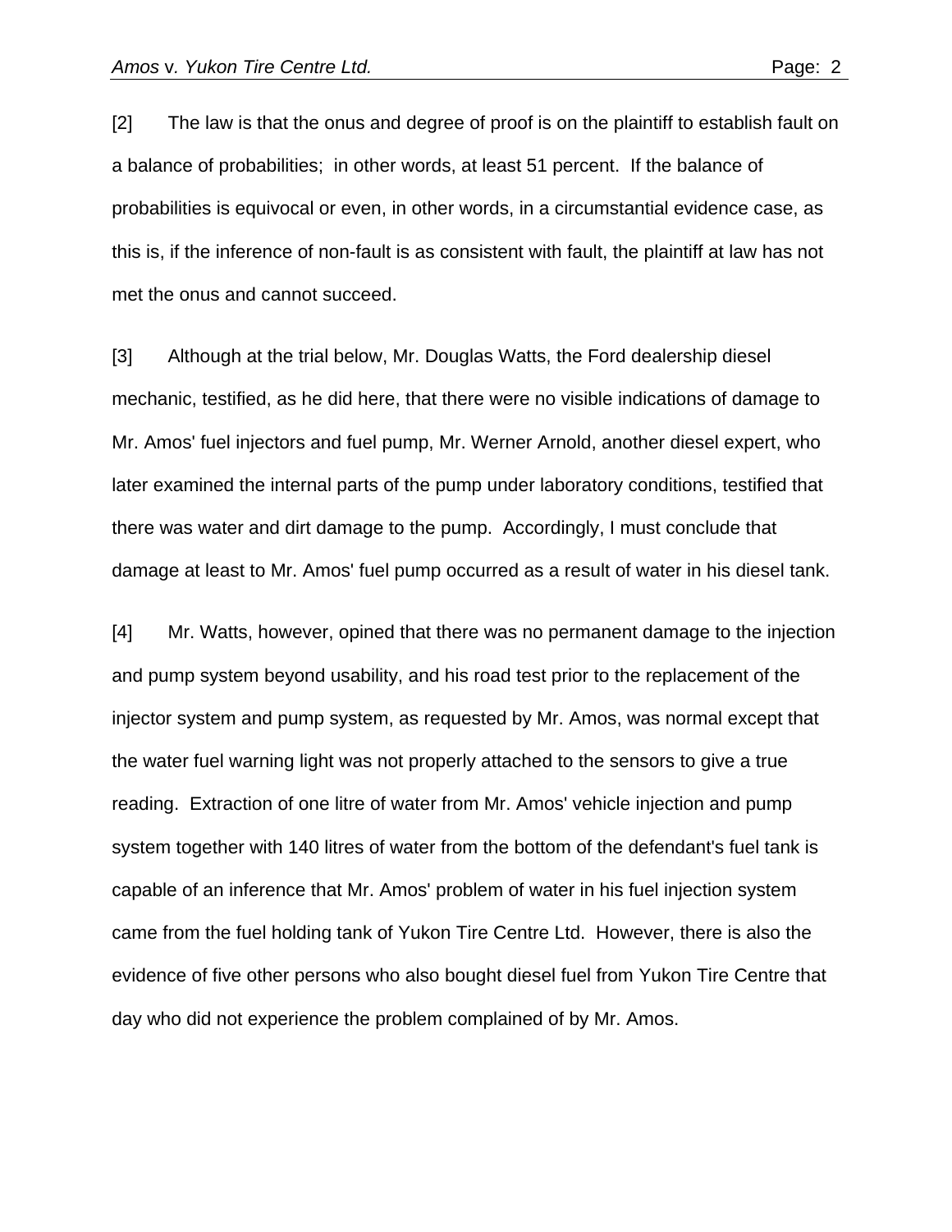[2] The law is that the onus and degree of proof is on the plaintiff to establish fault on a balance of probabilities;  in other words, at least 51 percent.  If the balance of probabilities is equivocal or even, in other words, in a circumstantial evidence case, as this is, if the inference of non-fault is as consistent with fault, the plaintiff at law has not met the onus and cannot succeed.

[3] Although at the trial below, Mr. Douglas Watts, the Ford dealership diesel mechanic, testified, as he did here, that there were no visible indications of damage to Mr. Amos' fuel injectors and fuel pump, Mr. Werner Arnold, another diesel expert, who later examined the internal parts of the pump under laboratory conditions, testified that there was water and dirt damage to the pump.  Accordingly, I must conclude that damage at least to Mr. Amos' fuel pump occurred as a result of water in his diesel tank.

[4] Mr. Watts, however, opined that there was no permanent damage to the injection and pump system beyond usability, and his road test prior to the replacement of the injector system and pump system, as requested by Mr. Amos, was normal except that the water fuel warning light was not properly attached to the sensors to give a true reading.  Extraction of one litre of water from Mr. Amos' vehicle injection and pump system together with 140 litres of water from the bottom of the defendant's fuel tank is capable of an inference that Mr. Amos' problem of water in his fuel injection system came from the fuel holding tank of Yukon Tire Centre Ltd.  However, there is also the evidence of five other persons who also bought diesel fuel from Yukon Tire Centre that day who did not experience the problem complained of by Mr. Amos.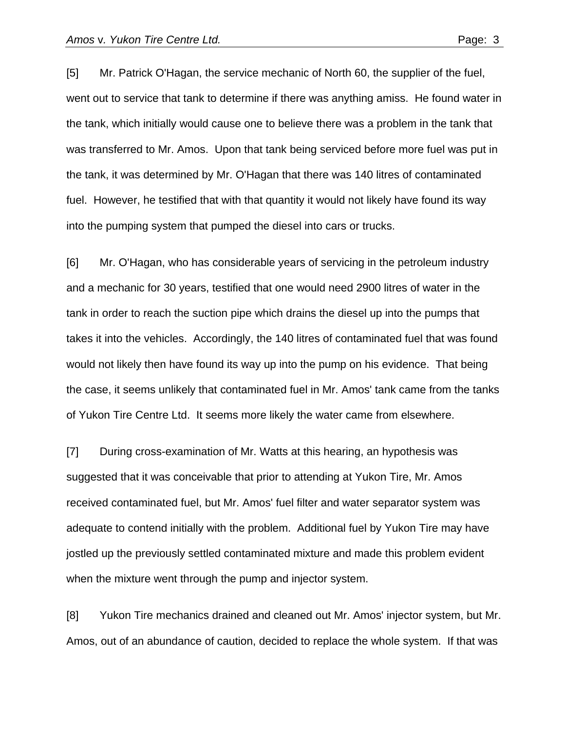[5] Mr. Patrick O'Hagan, the service mechanic of North 60, the supplier of the fuel, went out to service that tank to determine if there was anything amiss. He found water in the tank, which initially would cause one to believe there was a problem in the tank that was transferred to Mr. Amos. Upon that tank being serviced before more fuel was put in the tank, it was determined by Mr. O'Hagan that there was 140 litres of contaminated fuel. However, he testified that with that quantity it would not likely have found its way into the pumping system that pumped the diesel into cars or trucks.

[6] Mr. O'Hagan, who has considerable years of servicing in the petroleum industry and a mechanic for 30 years, testified that one would need 2900 litres of water in the tank in order to reach the suction pipe which drains the diesel up into the pumps that takes it into the vehicles. Accordingly, the 140 litres of contaminated fuel that was found would not likely then have found its way up into the pump on his evidence. That being the case, it seems unlikely that contaminated fuel in Mr. Amos' tank came from the tanks of Yukon Tire Centre Ltd. It seems more likely the water came from elsewhere.

[7] During cross-examination of Mr. Watts at this hearing, an hypothesis was suggested that it was conceivable that prior to attending at Yukon Tire, Mr. Amos received contaminated fuel, but Mr. Amos' fuel filter and water separator system was adequate to contend initially with the problem. Additional fuel by Yukon Tire may have jostled up the previously settled contaminated mixture and made this problem evident when the mixture went through the pump and injector system.

[8] Yukon Tire mechanics drained and cleaned out Mr. Amos' injector system, but Mr. Amos, out of an abundance of caution, decided to replace the whole system. If that was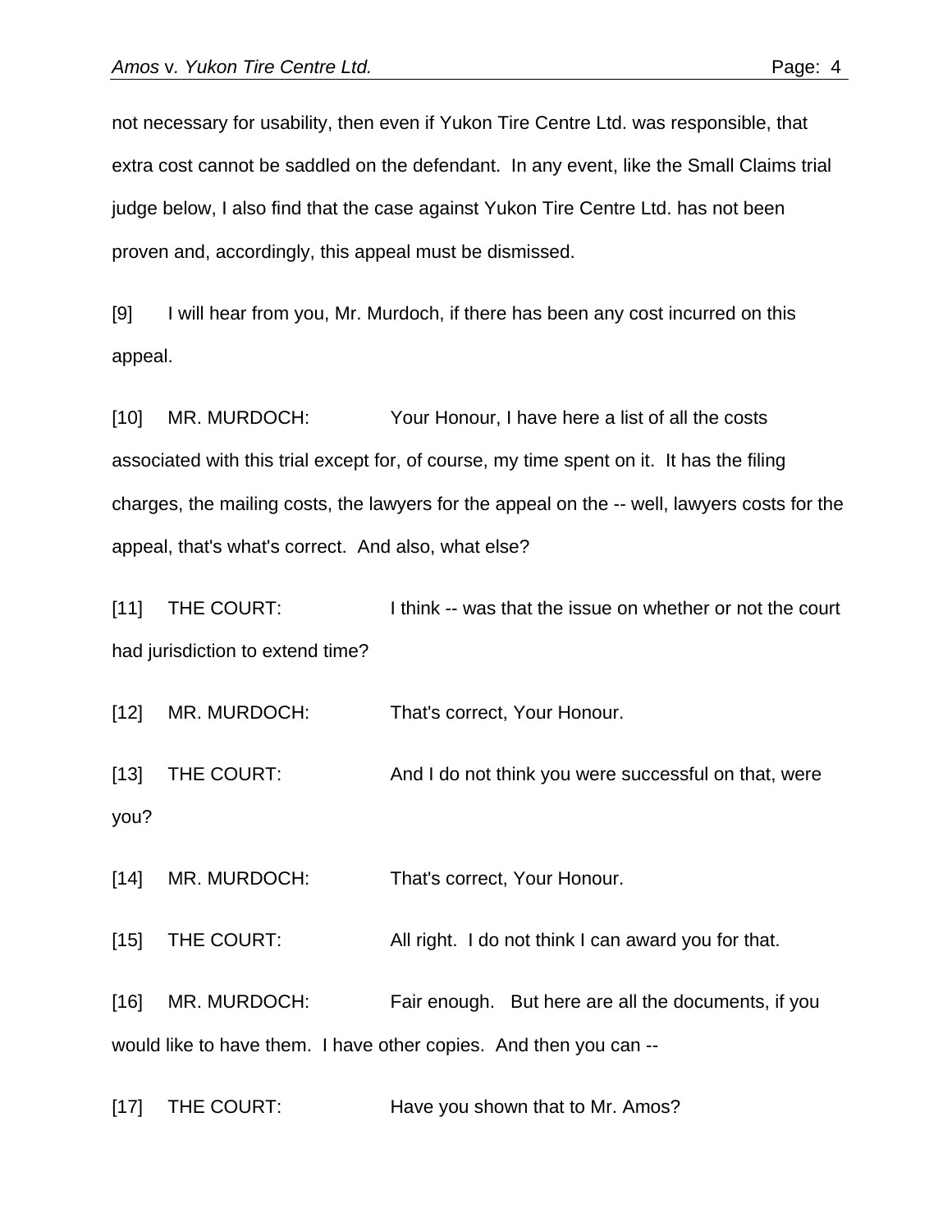not necessary for usability, then even if Yukon Tire Centre Ltd. was responsible, that extra cost cannot be saddled on the defendant. In any event, like the Small Claims trial judge below, I also find that the case against Yukon Tire Centre Ltd. has not been proven and, accordingly, this appeal must be dismissed.

[9] I will hear from you, Mr. Murdoch, if there has been any cost incurred on this appeal.

[10] MR. MURDOCH: Your Honour, I have here a list of all the costs associated with this trial except for, of course, my time spent on it. It has the filing charges, the mailing costs, the lawyers for the appeal on the -- well, lawyers costs for the appeal, that's what's correct. And also, what else?

[11] THE COURT: I think -- was that the issue on whether or not the court had jurisdiction to extend time?

[12] MR. MURDOCH: That's correct, Your Honour.

[13] THE COURT: And I do not think you were successful on that, were you?

[14] MR. MURDOCH: That's correct, Your Honour.

[15] THE COURT: All right. I do not think I can award you for that.

[16] MR. MURDOCH: Fair enough. But here are all the documents, if you would like to have them. I have other copies. And then you can --

[17] THE COURT: Have you shown that to Mr. Amos?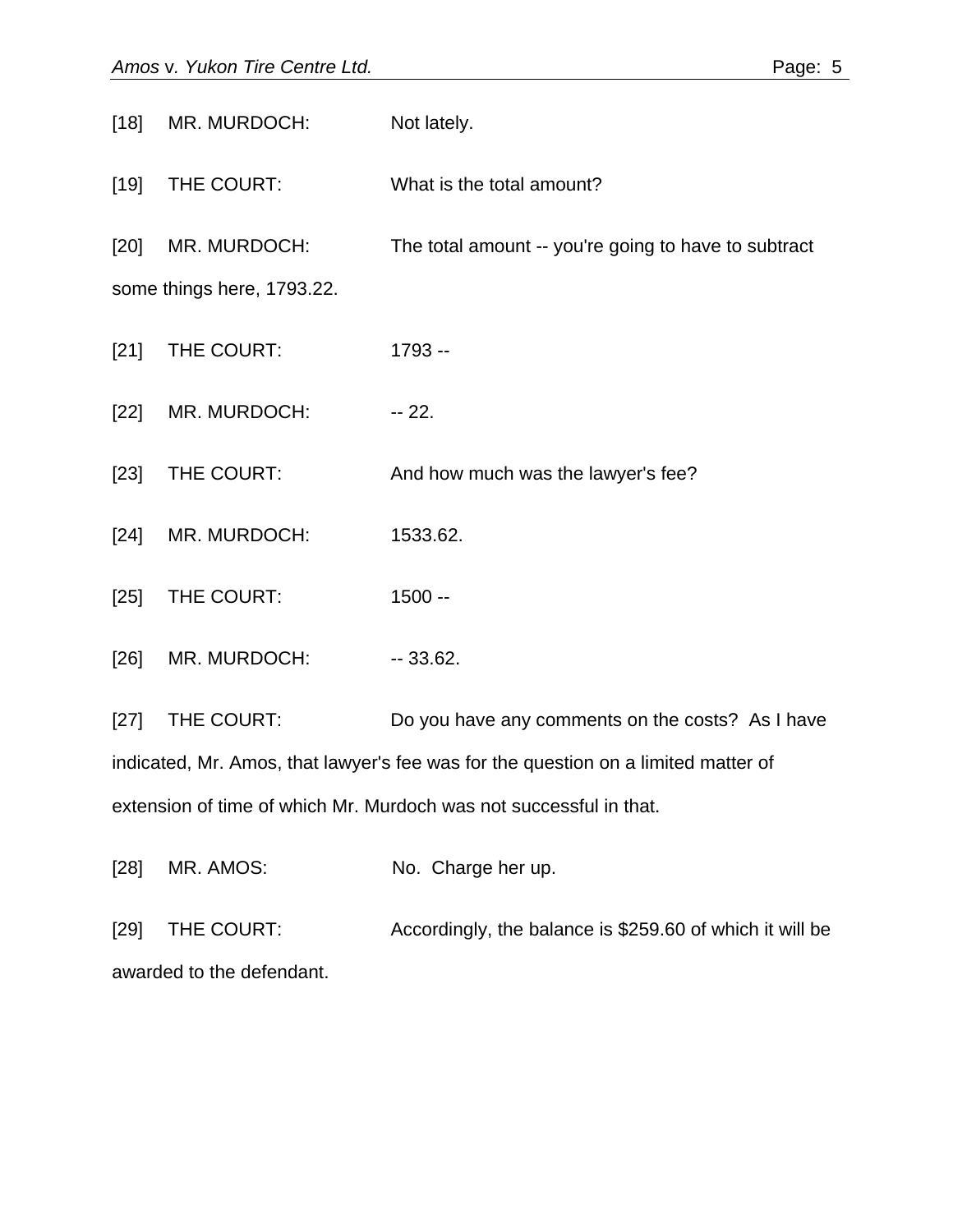[18] MR. MURDOCH: Not lately.

[19] THE COURT: What is the total amount?

[20] MR. MURDOCH: The total amount -- you're going to have to subtract some things here, 1793.22.

[21] THE COURT: 1793 --

[22] MR. MURDOCH: -- 22.

[23] THE COURT: And how much was the lawyer's fee?

[24] MR. MURDOCH: 1533.62.

[25] THE COURT: 1500 --

[26] MR. MURDOCH: -- 33.62.

[27] THE COURT: Do you have any comments on the costs? As I have indicated, Mr. Amos, that lawyer's fee was for the question on a limited matter of extension of time of which Mr. Murdoch was not successful in that.

[28] MR. AMOS: No. Charge her up.

[29] THE COURT: Accordingly, the balance is $259.60 of which it will be awarded to the defendant.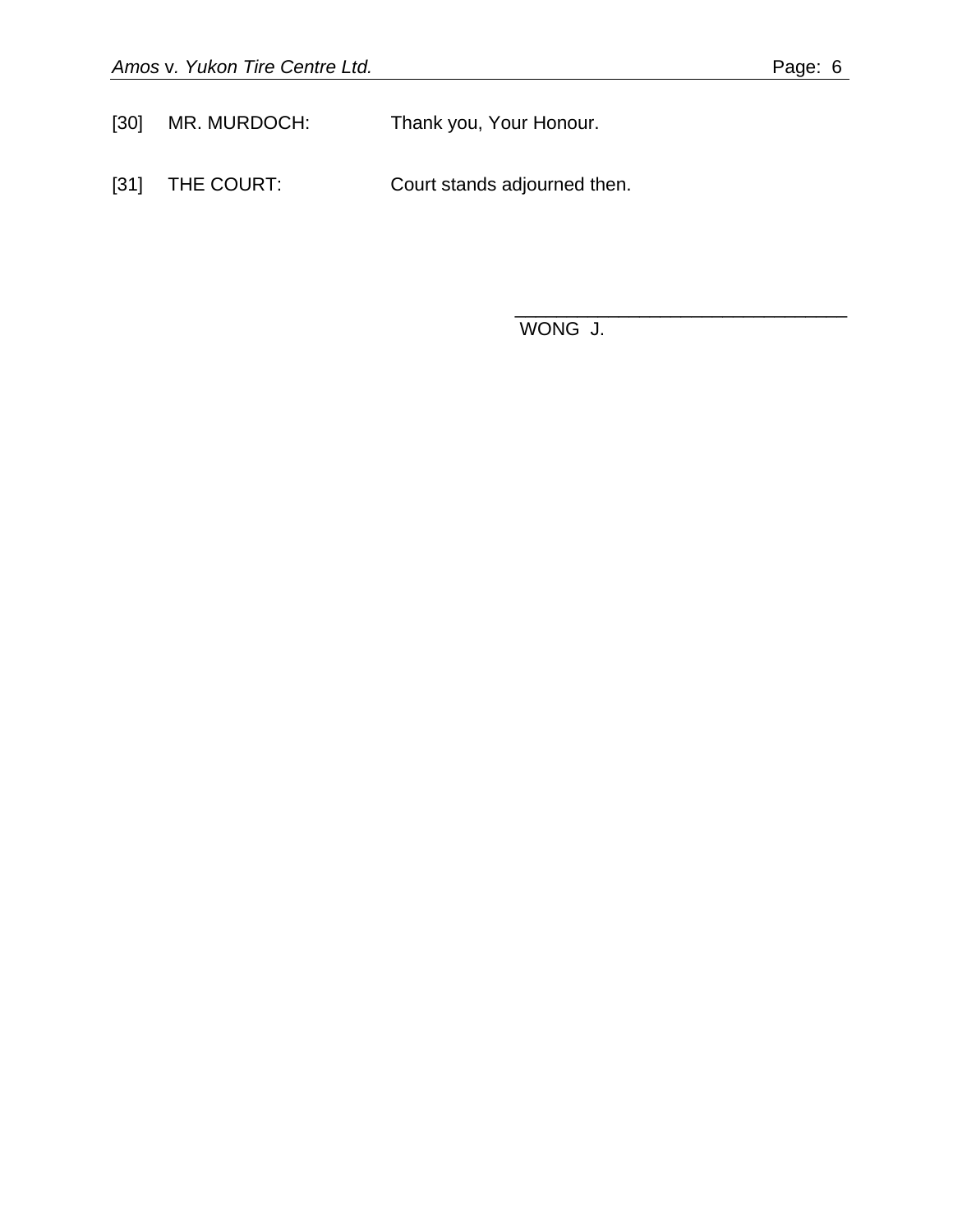[30] MR. MURDOCH: Thank you, Your Honour.

[31] THE COURT: Court stands adjourned then.

\_\_\_\_\_\_\_\_\_\_\_\_\_\_\_\_\_\_\_\_\_\_\_\_\_\_\_\_\_\_\_\_

WONG J.